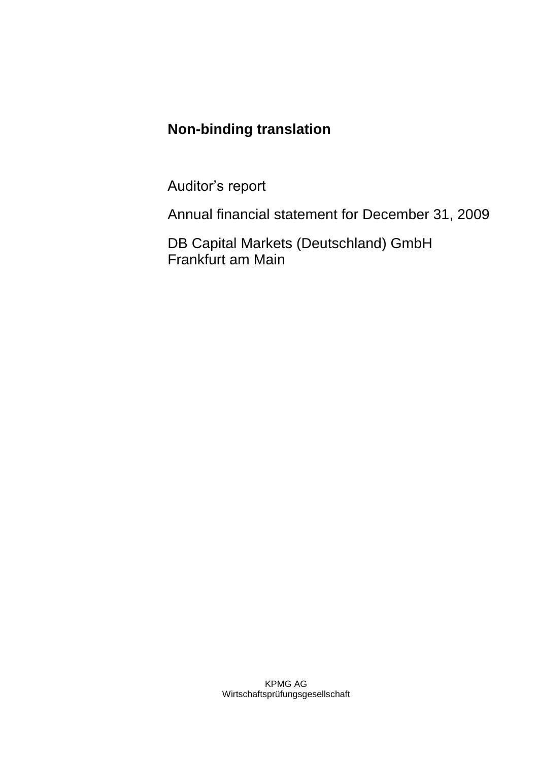**Non-binding translation**

Auditor’s report

Annual financial statement for December 31, 2009

DB Capital Markets (Deutschland) GmbH
Frankfurt am Main

KPMG AG
Wirtschaftsprüfungsgesellschaft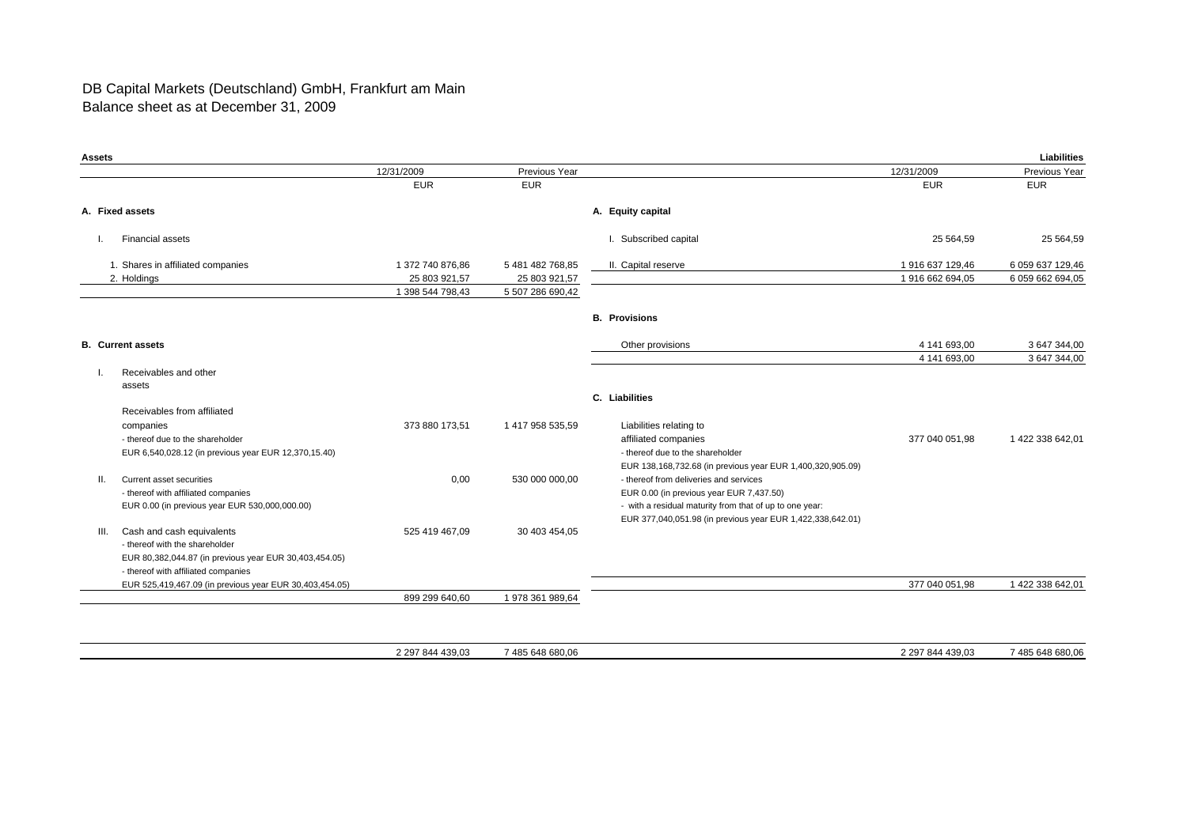# DB Capital Markets (Deutschland) GmbH, Frankfurt am Main
## Balance sheet as at December 31, 2009

**Assets**

| | 12/31/2009 | Previous Year |
|---|---|---|
| | EUR | EUR |
| **A. Fixed assets** | | |
| I. Financial assets | | |
| 1. Shares in affiliated companies | 1 372 740 876,86 | 5 481 482 768,85 |
| 2. Holdings | 25 803 921,57 | 25 803 921,57 |
| | 1 398 544 798,43 | 5 507 286 690,42 |
| **B. Current assets** | | |
| I. Receivables and other assets | | |
| Receivables from affiliated companies | 373 880 173,51 | 1 417 958 535,59 |
| - thereof due to the shareholder EUR 6,540,028.12 (in previous year EUR 12,370,15.40) | | |
| II. Current asset securities | 0,00 | 530 000 000,00 |
| - thereof with affiliated companies EUR 0.00 (in previous year EUR 530,000,000.00) | | |
| III. Cash and cash equivalents | 525 419 467,09 | 30 403 454,05 |
| - thereof with the shareholder EUR 80,382,044.87 (in previous year EUR 30,403,454.05) | | |
| - thereof with affiliated companies EUR 525,419,467.09 (in previous year EUR 30,403,454.05) | | |
| | 899 299 640,60 | 1 978 361 989,64 |
| | 2 297 844 439,03 | 7 485 648 680,06 |

**Liabilities**

| | 12/31/2009 | Previous Year |
|---|---|---|
| | EUR | EUR |
| **A. Equity capital** | | |
| I. Subscribed capital | 25 564,59 | 25 564,59 |
| II. Capital reserve | 1 916 637 129,46 | 6 059 637 129,46 |
| | 1 916 662 694,05 | 6 059 662 694,05 |
| **B. Provisions** | | |
| Other provisions | 4 141 693,00 | 3 647 344,00 |
| | 4 141 693,00 | 3 647 344,00 |
| **C. Liabilities** | | |
| Liabilities relating to affiliated companies | 377 040 051,98 | 1 422 338 642,01 |
| - thereof due to the shareholder EUR 138,168,732.68 (in previous year EUR 1,400,320,905.09) | | |
| - thereof from deliveries and services EUR 0.00 (in previous year EUR 7,437.50) | | |
| - with a residual maturity from that of up to one year: EUR 377,040,051.98 (in previous year EUR 1,422,338,642.01) | | |
| | 377 040 051,98 | 1 422 338 642,01 |
| | 2 297 844 439,03 | 7 485 648 680,06 |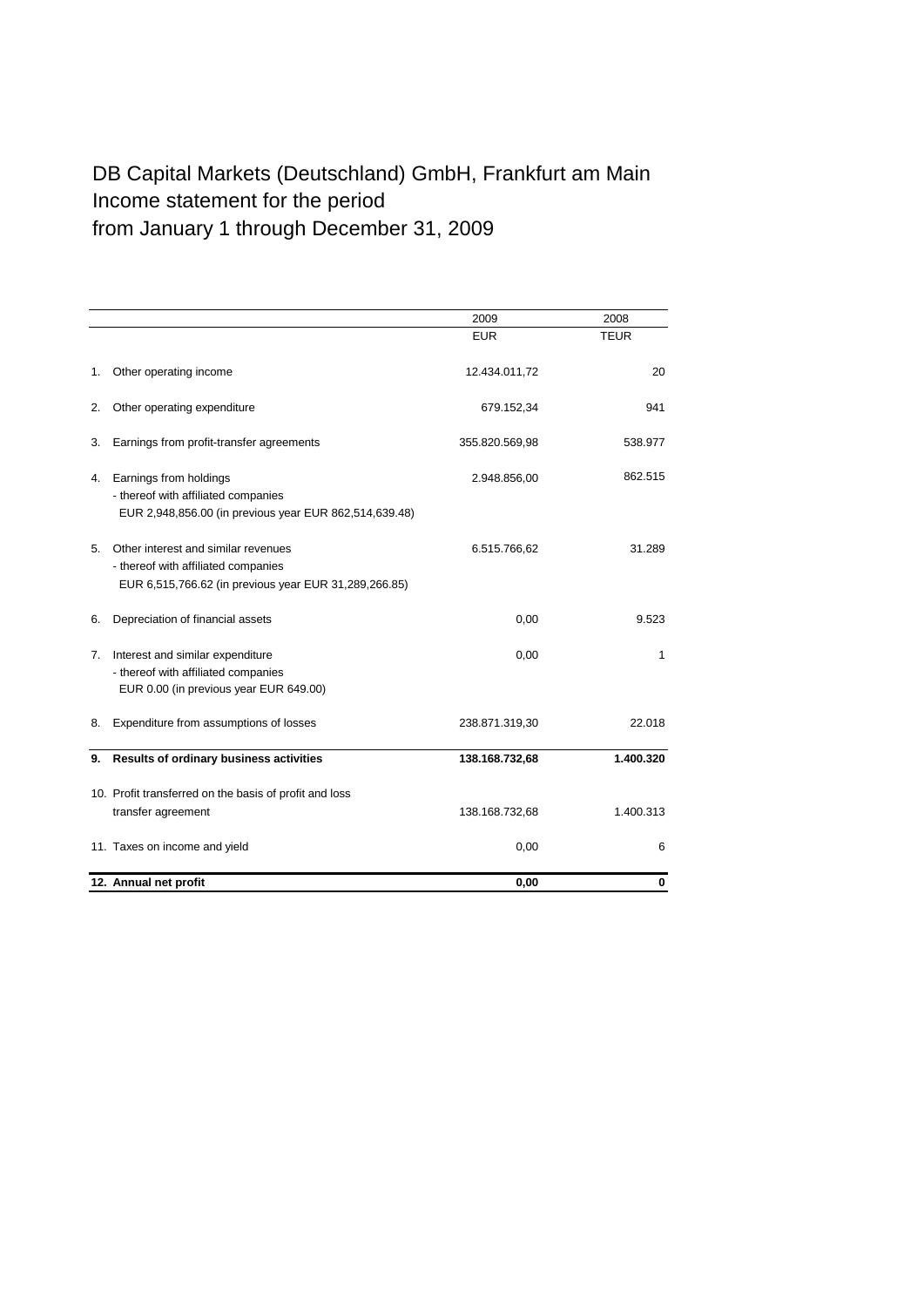# DB Capital Markets (Deutschland) GmbH, Frankfurt am Main
## Income statement for the period
## from January 1 through December 31, 2009

| | | 2009 | 2008 |
|---|---|---|---|
| | | EUR | TEUR |
| 1. | Other operating income | 12.434.011,72 | 20 |
| 2. | Other operating expenditure | 679.152,34 | 941 |
| 3. | Earnings from profit-transfer agreements | 355.820.569,98 | 538.977 |
| 4. | Earnings from holdings<br>- thereof with affiliated companies<br>EUR 2,948,856.00 (in previous year EUR 862,514,639.48) | 2.948.856,00 | 862.515 |
| 5. | Other interest and similar revenues<br>- thereof with affiliated companies<br>EUR 6,515,766.62 (in previous year EUR 31,289,266.85) | 6.515.766,62 | 31.289 |
| 6. | Depreciation of financial assets | 0,00 | 9.523 |
| 7. | Interest and similar expenditure<br>- thereof with affiliated companies<br>EUR 0.00 (in previous year EUR 649.00) | 0,00 | 1 |
| 8. | Expenditure from assumptions of losses | 238.871.319,30 | 22.018 |
| **9.** | **Results of ordinary business activities** | **138.168.732,68** | **1.400.320** |
| 10. | Profit transferred on the basis of profit and loss transfer agreement | 138.168.732,68 | 1.400.313 |
| 11. | Taxes on income and yield | 0,00 | 6 |
| **12.** | **Annual net profit** | **0,00** | **0** |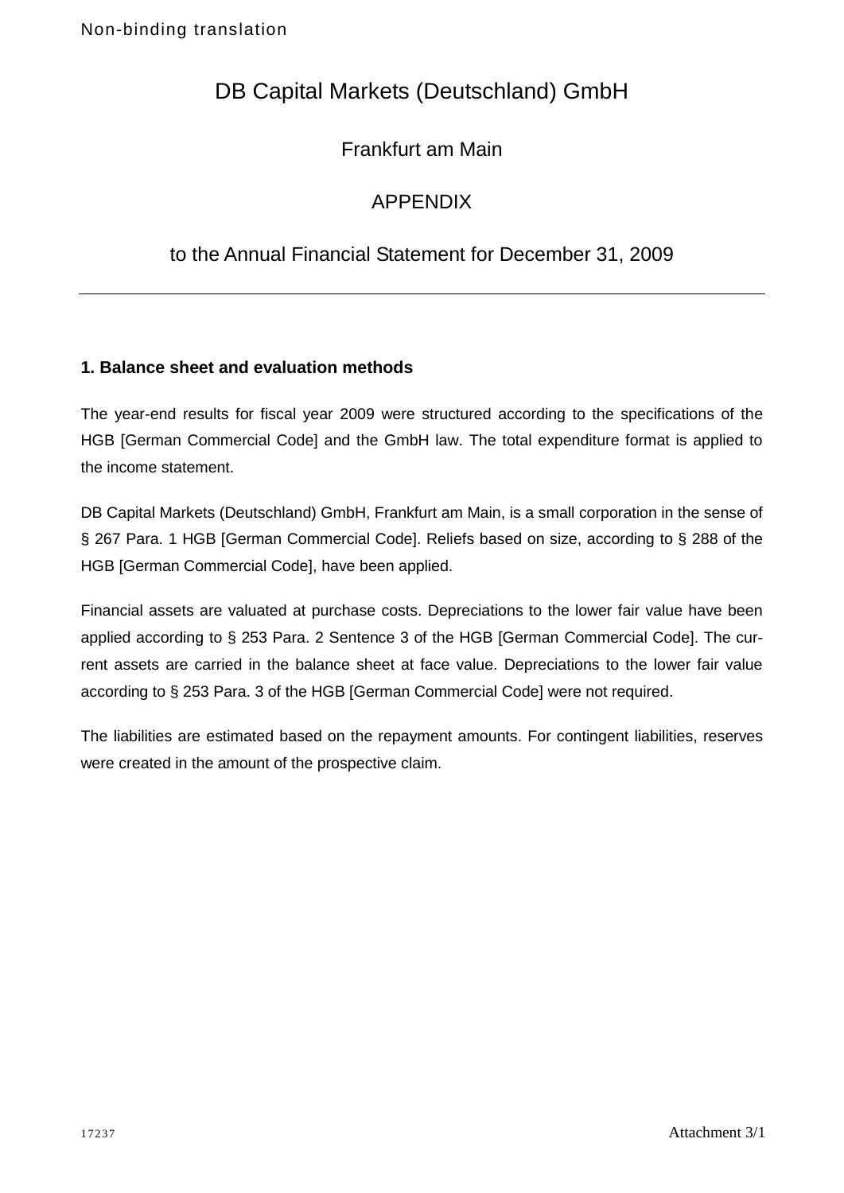Non-binding translation

# DB Capital Markets (Deutschland) GmbH

Frankfurt am Main

APPENDIX

to the Annual Financial Statement for December 31, 2009

---

### 1. Balance sheet and evaluation methods

The year-end results for fiscal year 2009 were structured according to the specifications of the HGB [German Commercial Code] and the GmbH law. The total expenditure format is applied to the income statement.

DB Capital Markets (Deutschland) GmbH, Frankfurt am Main, is a small corporation in the sense of § 267 Para. 1 HGB [German Commercial Code]. Reliefs based on size, according to § 288 of the HGB [German Commercial Code], have been applied.

Financial assets are valuated at purchase costs. Depreciations to the lower fair value have been applied according to § 253 Para. 2 Sentence 3 of the HGB [German Commercial Code]. The current assets are carried in the balance sheet at face value. Depreciations to the lower fair value according to § 253 Para. 3 of the HGB [German Commercial Code] were not required.

The liabilities are estimated based on the repayment amounts. For contingent liabilities, reserves were created in the amount of the prospective claim.

17237 Attachment 3/1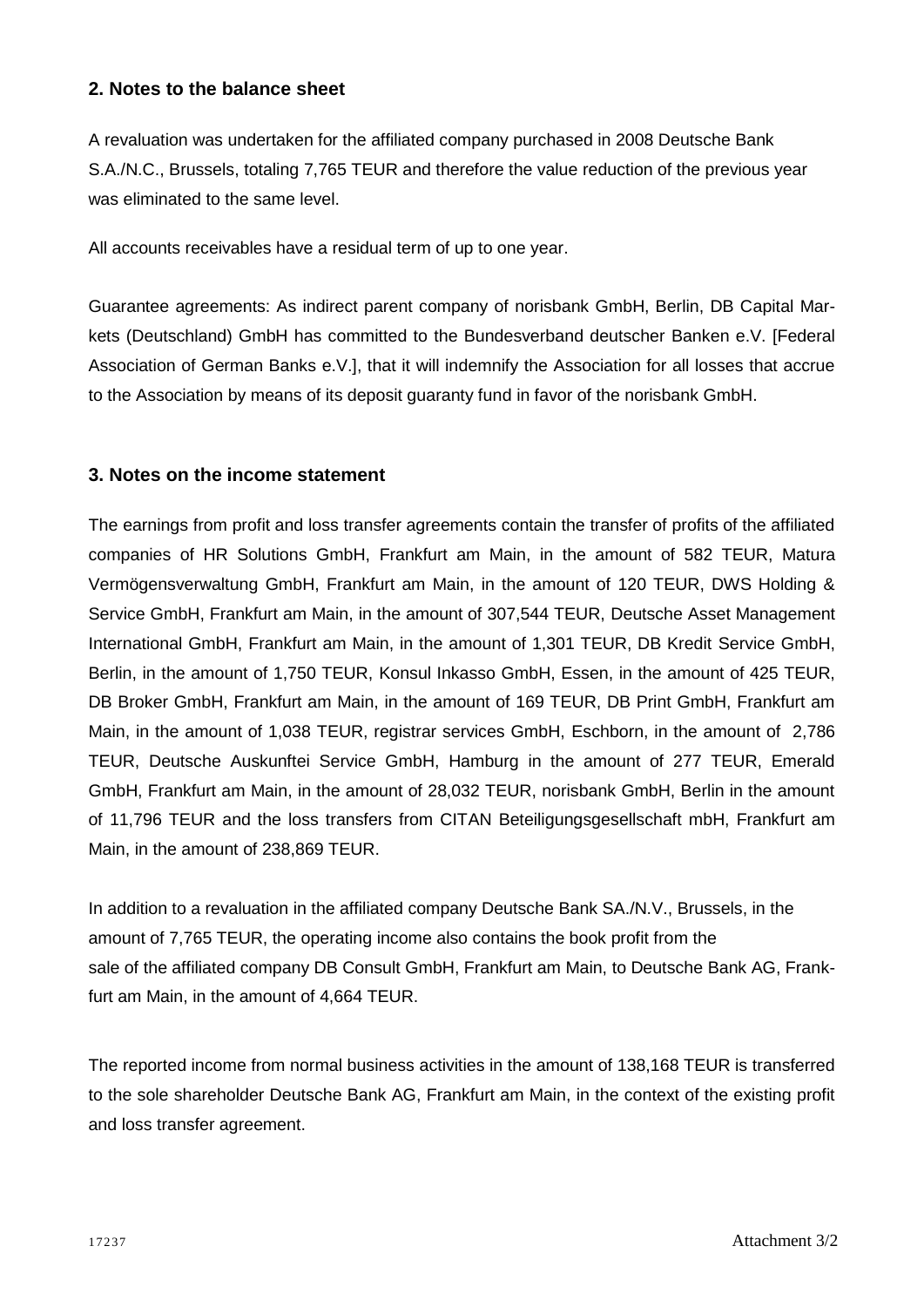## 2. Notes to the balance sheet

A revaluation was undertaken for the affiliated company purchased in 2008 Deutsche Bank S.A./N.C., Brussels, totaling 7,765 TEUR and therefore the value reduction of the previous year was eliminated to the same level.

All accounts receivables have a residual term of up to one year.

Guarantee agreements: As indirect parent company of norisbank GmbH, Berlin, DB Capital Markets (Deutschland) GmbH has committed to the Bundesverband deutscher Banken e.V. [Federal Association of German Banks e.V.], that it will indemnify the Association for all losses that accrue to the Association by means of its deposit guaranty fund in favor of the norisbank GmbH.

## 3. Notes on the income statement

The earnings from profit and loss transfer agreements contain the transfer of profits of the affiliated companies of HR Solutions GmbH, Frankfurt am Main, in the amount of 582 TEUR, Matura Vermögensverwaltung GmbH, Frankfurt am Main, in the amount of 120 TEUR, DWS Holding & Service GmbH, Frankfurt am Main, in the amount of 307,544 TEUR, Deutsche Asset Management International GmbH, Frankfurt am Main, in the amount of 1,301 TEUR, DB Kredit Service GmbH, Berlin, in the amount of 1,750 TEUR, Konsul Inkasso GmbH, Essen, in the amount of 425 TEUR, DB Broker GmbH, Frankfurt am Main, in the amount of 169 TEUR, DB Print GmbH, Frankfurt am Main, in the amount of 1,038 TEUR, registrar services GmbH, Eschborn, in the amount of 2,786 TEUR, Deutsche Auskunftei Service GmbH, Hamburg in the amount of 277 TEUR, Emerald GmbH, Frankfurt am Main, in the amount of 28,032 TEUR, norisbank GmbH, Berlin in the amount of 11,796 TEUR and the loss transfers from CITAN Beteiligungsgesellschaft mbH, Frankfurt am Main, in the amount of 238,869 TEUR.

In addition to a revaluation in the affiliated company Deutsche Bank SA./N.V., Brussels, in the amount of 7,765 TEUR, the operating income also contains the book profit from the sale of the affiliated company DB Consult GmbH, Frankfurt am Main, to Deutsche Bank AG, Frankfurt am Main, in the amount of 4,664 TEUR.

The reported income from normal business activities in the amount of 138,168 TEUR is transferred to the sole shareholder Deutsche Bank AG, Frankfurt am Main, in the context of the existing profit and loss transfer agreement.

17237 Attachment 3/2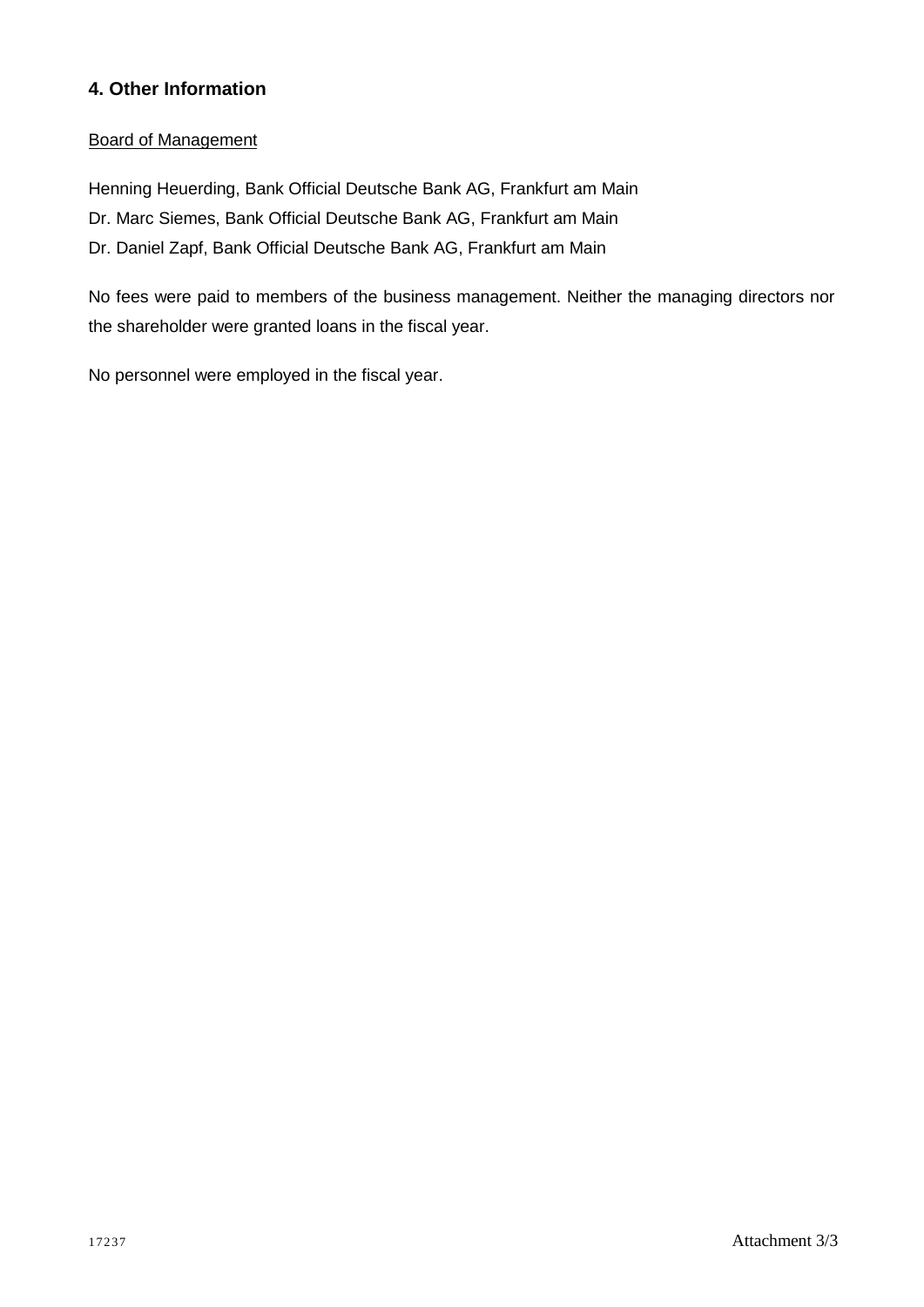## 4. Other Information

Board of Management

Henning Heuerding, Bank Official Deutsche Bank AG, Frankfurt am Main
Dr. Marc Siemes, Bank Official Deutsche Bank AG, Frankfurt am Main
Dr. Daniel Zapf, Bank Official Deutsche Bank AG, Frankfurt am Main

No fees were paid to members of the business management. Neither the managing directors nor the shareholder were granted loans in the fiscal year.

No personnel were employed in the fiscal year.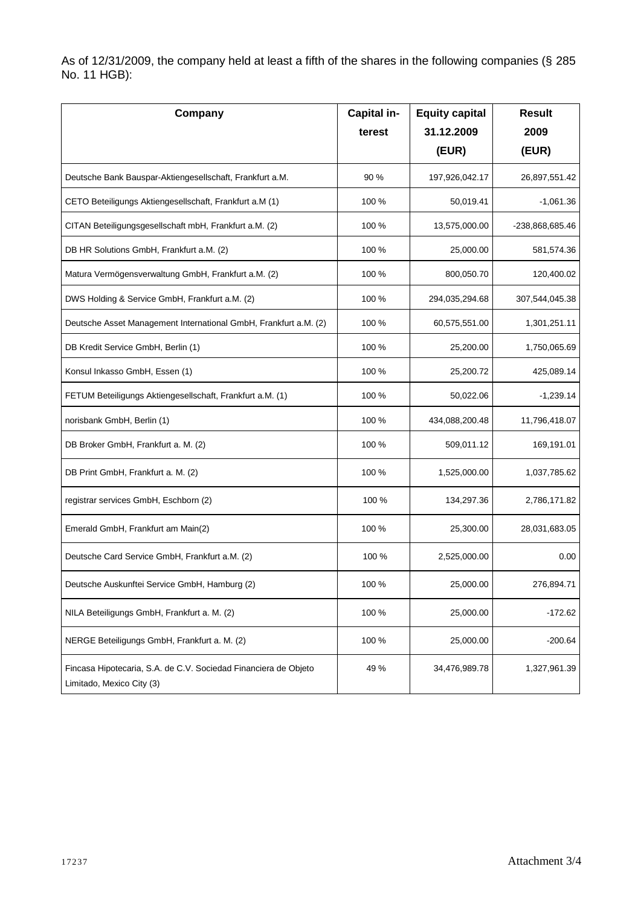As of 12/31/2009, the company held at least a fifth of the shares in the following companies (§ 285 No. 11 HGB):

| Company | Capital interest | Equity capital 31.12.2009 (EUR) | Result 2009 (EUR) |
|---|---|---|---|
| Deutsche Bank Bauspar-Aktiengesellschaft, Frankfurt a.M. | 90 % | 197,926,042.17 | 26,897,551.42 |
| CETO Beteiligungs Aktiengesellschaft, Frankfurt a.M (1) | 100 % | 50,019.41 | -1,061.36 |
| CITAN Beteiligungsgesellschaft mbH, Frankfurt a.M. (2) | 100 % | 13,575,000.00 | -238,868,685.46 |
| DB HR Solutions GmbH, Frankfurt a.M. (2) | 100 % | 25,000.00 | 581,574.36 |
| Matura Vermögensverwaltung GmbH, Frankfurt a.M. (2) | 100 % | 800,050.70 | 120,400.02 |
| DWS Holding & Service GmbH, Frankfurt a.M. (2) | 100 % | 294,035,294.68 | 307,544,045.38 |
| Deutsche Asset Management International GmbH, Frankfurt a.M. (2) | 100 % | 60,575,551.00 | 1,301,251.11 |
| DB Kredit Service GmbH, Berlin (1) | 100 % | 25,200.00 | 1,750,065.69 |
| Konsul Inkasso GmbH, Essen (1) | 100 % | 25,200.72 | 425,089.14 |
| FETUM Beteiligungs Aktiengesellschaft, Frankfurt a.M. (1) | 100 % | 50,022.06 | -1,239.14 |
| norisbank GmbH, Berlin (1) | 100 % | 434,088,200.48 | 11,796,418.07 |
| DB Broker GmbH, Frankfurt a. M. (2) | 100 % | 509,011.12 | 169,191.01 |
| DB Print GmbH, Frankfurt a. M. (2) | 100 % | 1,525,000.00 | 1,037,785.62 |
| registrar services GmbH, Eschborn (2) | 100 % | 134,297.36 | 2,786,171.82 |
| Emerald GmbH, Frankfurt am Main(2) | 100 % | 25,300.00 | 28,031,683.05 |
| Deutsche Card Service GmbH, Frankfurt a.M. (2) | 100 % | 2,525,000.00 | 0.00 |
| Deutsche Auskunftei Service GmbH, Hamburg (2) | 100 % | 25,000.00 | 276,894.71 |
| NILA Beteiligungs GmbH, Frankfurt a. M. (2) | 100 % | 25,000.00 | -172.62 |
| NERGE Beteiligungs GmbH, Frankfurt a. M. (2) | 100 % | 25,000.00 | -200.64 |
| Fincasa Hipotecaria, S.A. de C.V. Sociedad Financiera de Objeto Limitado, Mexico City (3) | 49 % | 34,476,989.78 | 1,327,961.39 |

17237

Attachment 3/4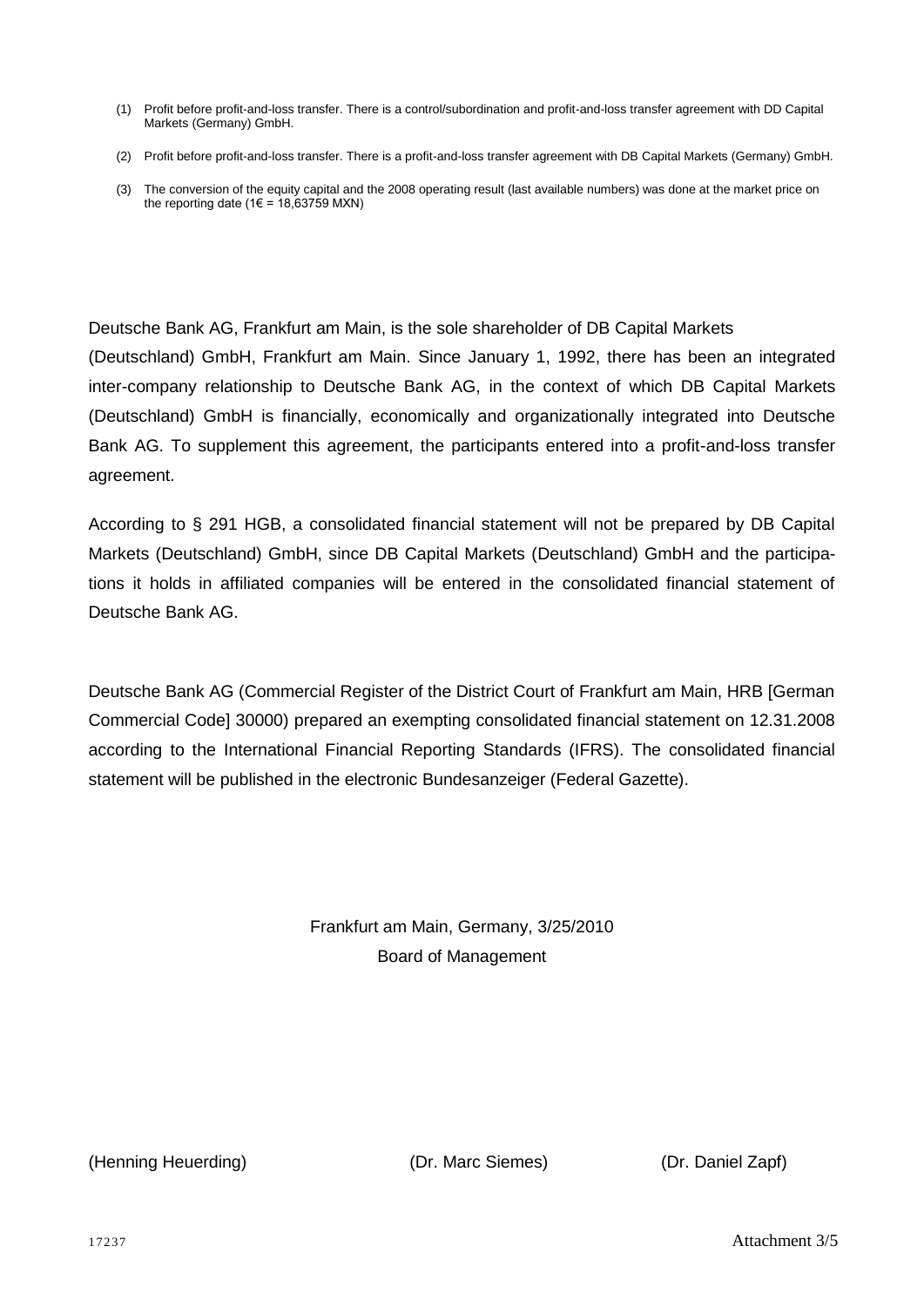(1) Profit before profit-and-loss transfer. There is a control/subordination and profit-and-loss transfer agreement with DD Capital Markets (Germany) GmbH.

(2) Profit before profit-and-loss transfer. There is a profit-and-loss transfer agreement with DB Capital Markets (Germany) GmbH.

(3) The conversion of the equity capital and the 2008 operating result (last available numbers) was done at the market price on the reporting date (1€ = 18,63759 MXN)

Deutsche Bank AG, Frankfurt am Main, is the sole shareholder of DB Capital Markets (Deutschland) GmbH, Frankfurt am Main. Since January 1, 1992, there has been an integrated inter-company relationship to Deutsche Bank AG, in the context of which DB Capital Markets (Deutschland) GmbH is financially, economically and organizationally integrated into Deutsche Bank AG. To supplement this agreement, the participants entered into a profit-and-loss transfer agreement.

According to § 291 HGB, a consolidated financial statement will not be prepared by DB Capital Markets (Deutschland) GmbH, since DB Capital Markets (Deutschland) GmbH and the participations it holds in affiliated companies will be entered in the consolidated financial statement of Deutsche Bank AG.

Deutsche Bank AG (Commercial Register of the District Court of Frankfurt am Main, HRB [German Commercial Code] 30000) prepared an exempting consolidated financial statement on 12.31.2008 according to the International Financial Reporting Standards (IFRS). The consolidated financial statement will be published in the electronic Bundesanzeiger (Federal Gazette).

Frankfurt am Main, Germany, 3/25/2010

Board of Management

(Henning Heuerding) (Dr. Marc Siemes) (Dr. Daniel Zapf)

17237

Attachment 3/5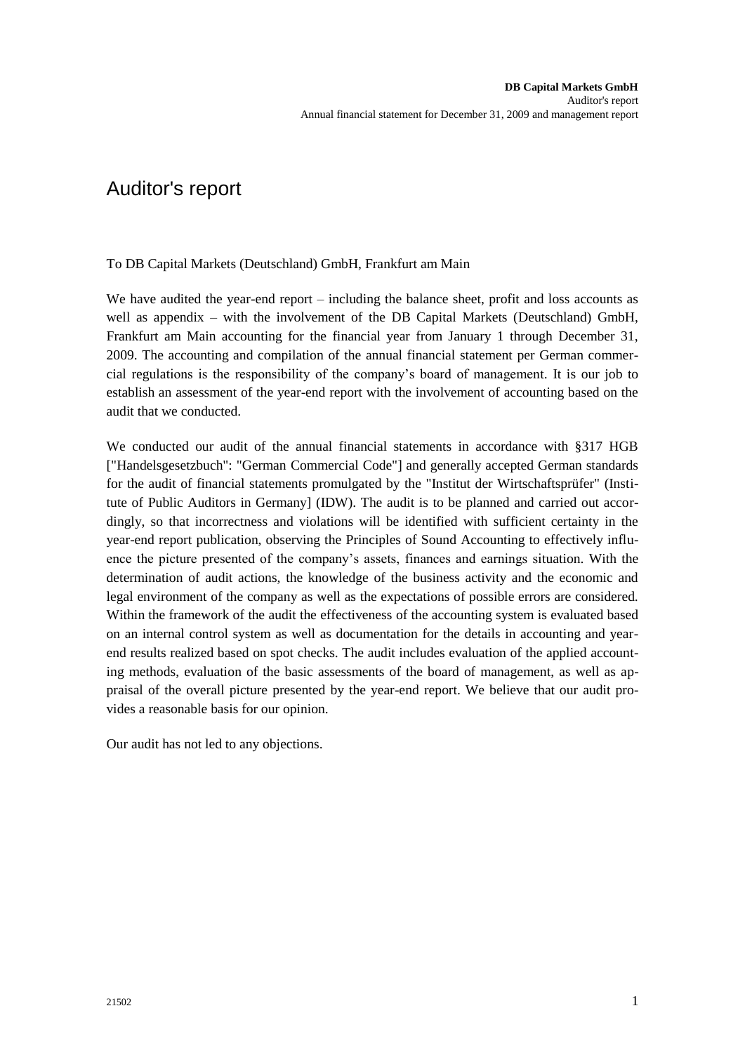# Auditor's report

To DB Capital Markets (Deutschland) GmbH, Frankfurt am Main

We have audited the year-end report – including the balance sheet, profit and loss accounts as well as appendix – with the involvement of the DB Capital Markets (Deutschland) GmbH, Frankfurt am Main accounting for the financial year from January 1 through December 31, 2009. The accounting and compilation of the annual financial statement per German commercial regulations is the responsibility of the company's board of management. It is our job to establish an assessment of the year-end report with the involvement of accounting based on the audit that we conducted.

We conducted our audit of the annual financial statements in accordance with §317 HGB ["Handelsgesetzbuch": "German Commercial Code"] and generally accepted German standards for the audit of financial statements promulgated by the "Institut der Wirtschaftsprüfer" (Institute of Public Auditors in Germany] (IDW). The audit is to be planned and carried out accordingly, so that incorrectness and violations will be identified with sufficient certainty in the year-end report publication, observing the Principles of Sound Accounting to effectively influence the picture presented of the company's assets, finances and earnings situation. With the determination of audit actions, the knowledge of the business activity and the economic and legal environment of the company as well as the expectations of possible errors are considered. Within the framework of the audit the effectiveness of the accounting system is evaluated based on an internal control system as well as documentation for the details in accounting and year-end results realized based on spot checks. The audit includes evaluation of the applied accounting methods, evaluation of the basic assessments of the board of management, as well as appraisal of the overall picture presented by the year-end report. We believe that our audit provides a reasonable basis for our opinion.

Our audit has not led to any objections.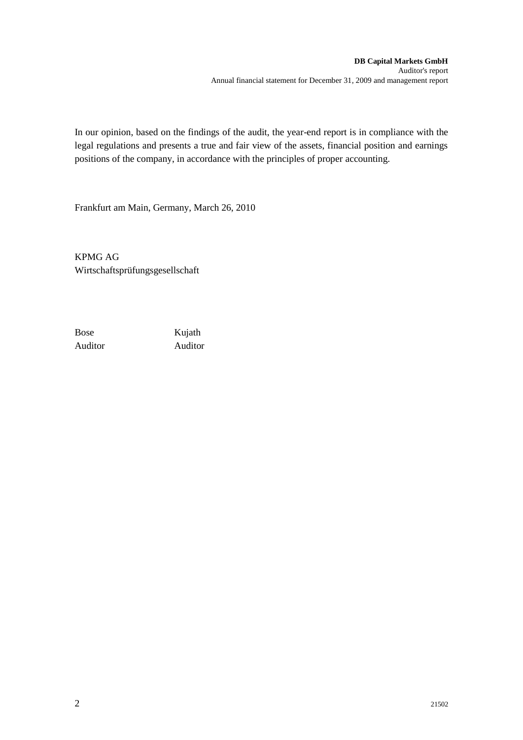In our opinion, based on the findings of the audit, the year-end report is in compliance with the legal regulations and presents a true and fair view of the assets, financial position and earnings positions of the company, in accordance with the principles of proper accounting.

Frankfurt am Main, Germany, March 26, 2010

KPMG AG
Wirtschaftsprüfungsgesellschaft

| | |
|---|---|
| Bose | Kujath |
| Auditor | Auditor |